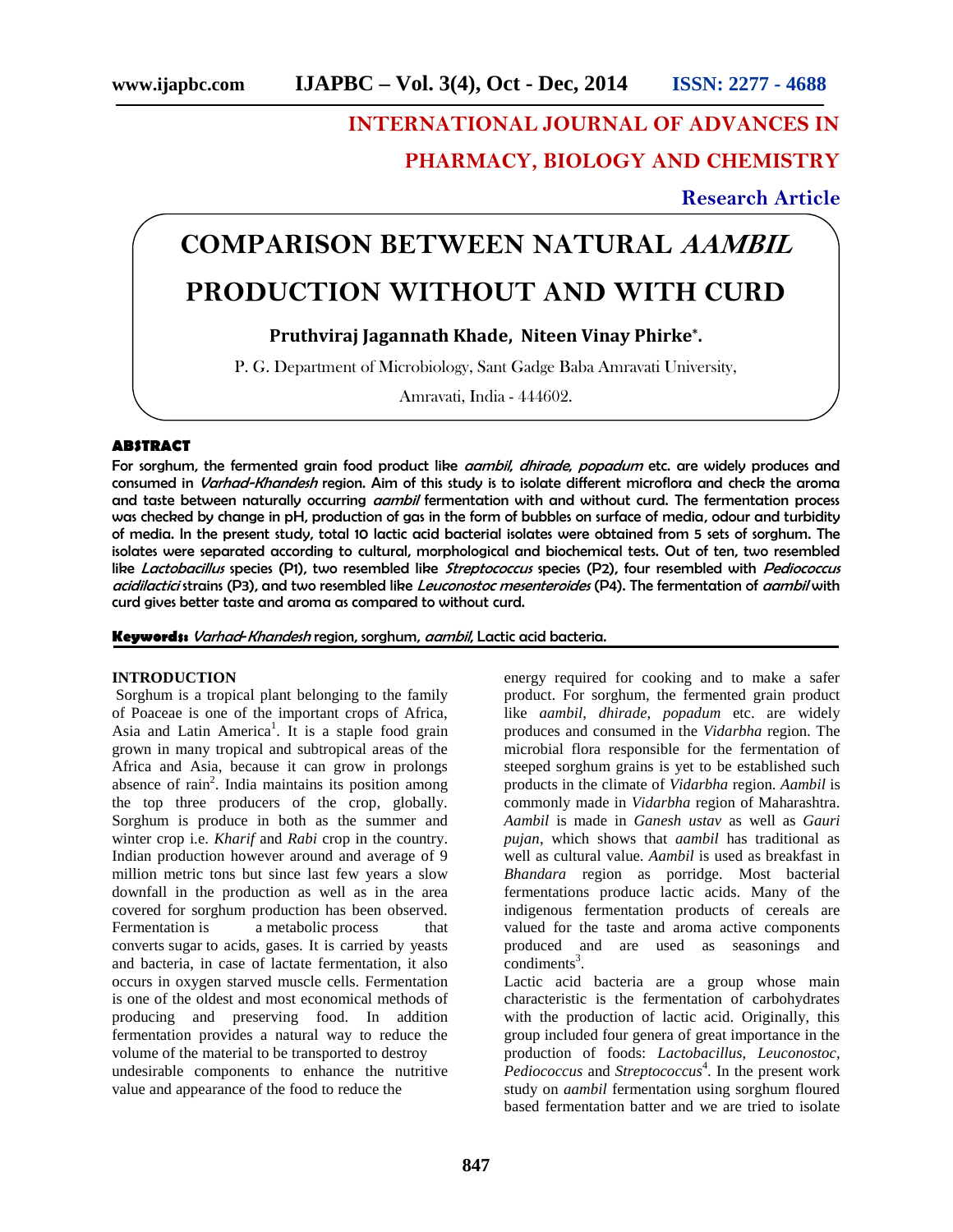# INTERNATIONAL JOURNAL OF ADVANCES IN PHARMACY, BIOLOGY AND CHEMISTRY

**Research Article**

# COMPARISON BETWEEN NATURAL *AAMBIL* PRODUCTION WITHOUT AND WITH CURD

**Pruthviraj Jagannath Khade, Niteen Vinay Phirke\*.**

P. G. Department of Microbiology, Sant Gadge Baba Amravati University, Amravati, India - 444602.

## ABSTRACT

For sorghum, the fermented grain food product like *aambil, dhirade, popadum* etc. are widely produces and consumed in *Varhad-Khandesh* region. Aim of this study is to isolate different microflora and check the aroma and taste between naturally occurring *aambil* fermentation with and without curd. The fermentation process was checked by change in pH, production of gas in the form of bubbles on surface of media, odour and turbidity of media. In the present study, total 10 lactic acid bacterial isolates were obtained from 5 sets of sorghum. The isolates were separated according to cultural, morphological and biochemical tests. Out of ten, two resembled like *Lactobacillus* species (P1), two resembled like *Streptococcus* species (P2), four resembled with *Pediococcus acidilactici* strains (P3), and two resembled like *Leuconostoc mesenteroides* (P4). The fermentation of *aambil* with curd gives better taste and aroma as compared to without curd.

**Keywords:** *Varhad-Khandesh* region, sorghum, *aambil*, Lactic acid bacteria.

## INTRODUCTION

Sorghum is a tropical plant belonging to the family of Poaceae is one of the important crops of Africa, Asia and Latin America[1]. It is a staple food grain grown in many tropical and subtropical areas of the Africa and Asia, because it can grow in prolongs absence of rain[2]. India maintains its position among the top three producers of the crop, globally. Sorghum is produce in both as the summer and winter crop i.e. *Kharif* and *Rabi* crop in the country. Indian production however around and average of 9 million metric tons but since last few years a slow downfall in the production as well as in the area covered for sorghum production has been observed. Fermentation is a metabolic process that converts sugar to acids, gases. It is carried by yeasts and bacteria, in case of lactate fermentation, it also occurs in oxygen starved muscle cells. Fermentation is one of the oldest and most economical methods of producing and preserving food. In addition fermentation provides a natural way to reduce the volume of the material to be transported to destroy undesirable components to enhance the nutritive value and appearance of the food to reduce the energy required for cooking and to make a safer product. For sorghum, the fermented grain product like *aambil*, *dhirade*, *popadum* etc. are widely produces and consumed in the *Vidarbha* region. The microbial flora responsible for the fermentation of steeped sorghum grains is yet to be established such products in the climate of *Vidarbha* region. *Aambil* is commonly made in *Vidarbha* region of Maharashtra. *Aambil* is made in *Ganesh ustav* as well as *Gauri pujan*, which shows that *aambil* has traditional as well as cultural value. *Aambil* is used as breakfast in *Bhandara* region as porridge. Most bacterial fermentations produce lactic acids. Many of the indigenous fermentation products of cereals are valued for the taste and aroma active components produced and are used as seasonings and condiments[3].

Lactic acid bacteria are a group whose main characteristic is the fermentation of carbohydrates with the production of lactic acid. Originally, this group included four genera of great importance in the production of foods: *Lactobacillus*, *Leuconostoc*, *Pediococcus* and *Streptococcus*[4]. In the present work study on *aambil* fermentation using sorghum floured based fermentation batter and we are tried to isolate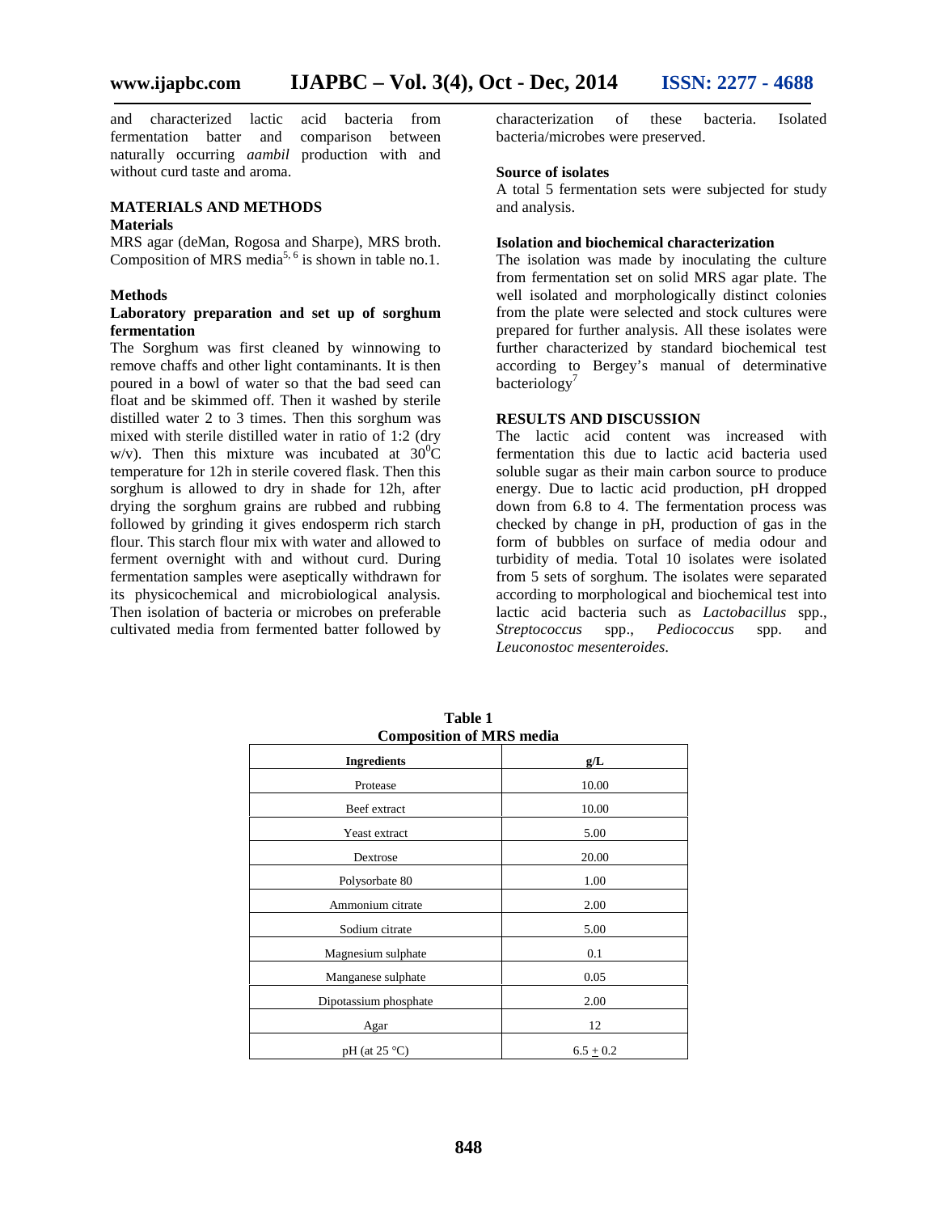and characterized lactic acid bacteria from fermentation batter and comparison between naturally occurring *aambil* production with and without curd taste and aroma.

## MATERIALS AND METHODS

### Materials

MRS agar (deMan, Rogosa and Sharpe), MRS broth. Composition of MRS media[5, 6] is shown in table no.1.

### Methods

#### Laboratory preparation and set up of sorghum fermentation

The Sorghum was first cleaned by winnowing to remove chaffs and other light contaminants. It is then poured in a bowl of water so that the bad seed can float and be skimmed off. Then it washed by sterile distilled water 2 to 3 times. Then this sorghum was mixed with sterile distilled water in ratio of 1:2 (dry w/v). Then this mixture was incubated at $30^{0}$C temperature for 12h in sterile covered flask. Then this sorghum is allowed to dry in shade for 12h, after drying the sorghum grains are rubbed and rubbing followed by grinding it gives endosperm rich starch flour. This starch flour mix with water and allowed to ferment overnight with and without curd. During fermentation samples were aseptically withdrawn for its physicochemical and microbiological analysis. Then isolation of bacteria or microbes on preferable cultivated media from fermented batter followed by characterization of these bacteria. Isolated bacteria/microbes were preserved.

#### Source of isolates

A total 5 fermentation sets were subjected for study and analysis.

#### Isolation and biochemical characterization

The isolation was made by inoculating the culture from fermentation set on solid MRS agar plate. The well isolated and morphologically distinct colonies from the plate were selected and stock cultures were prepared for further analysis. All these isolates were further characterized by standard biochemical test according to Bergey's manual of determinative bacteriology[7]

## RESULTS AND DISCUSSION

The lactic acid content was increased with fermentation this due to lactic acid bacteria used soluble sugar as their main carbon source to produce energy. Due to lactic acid production, pH dropped down from 6.8 to 4. The fermentation process was checked by change in pH, production of gas in the form of bubbles on surface of media odour and turbidity of media. Total 10 isolates were isolated from 5 sets of sorghum. The isolates were separated according to morphological and biochemical test into lactic acid bacteria such as *Lactobacillus* spp., *Streptococcus* spp., *Pediococcus* spp. and *Leuconostoc mesenteroides*.

**Table 1**
**Composition of MRS media**

| Ingredients | g/L |
|---|---|
| Protease | 10.00 |
| Beef extract | 10.00 |
| Yeast extract | 5.00 |
| Dextrose | 20.00 |
| Polysorbate 80 | 1.00 |
| Ammonium citrate | 2.00 |
| Sodium citrate | 5.00 |
| Magnesium sulphate | 0.1 |
| Manganese sulphate | 0.05 |
| Dipotassium phosphate | 2.00 |
| Agar | 12 |
| pH (at 25 °C) | $6.5 \pm 0.2$ |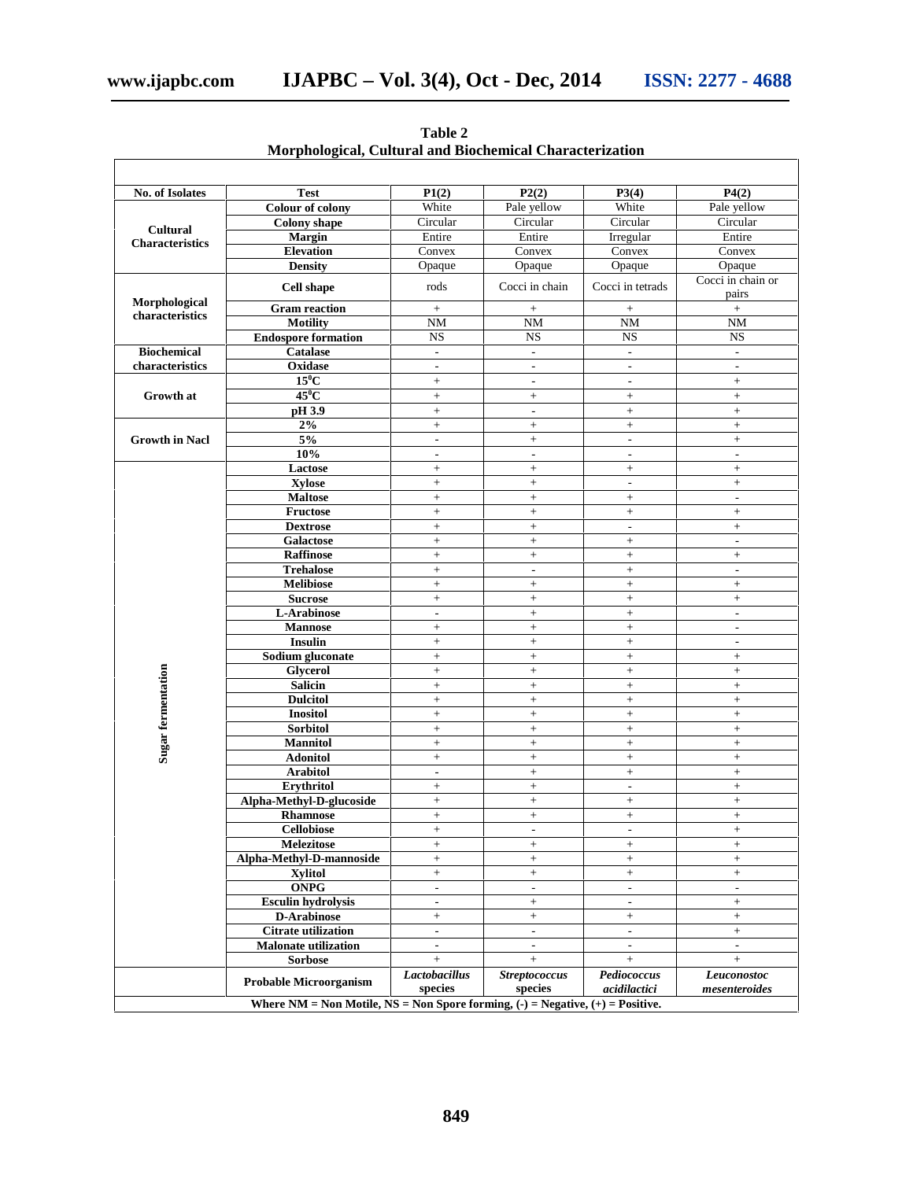**Table 2**
**Morphological, Cultural and Biochemical Characterization**

| No. of Isolates | Test | P1(2) | P2(2) | P3(4) | P4(2) |
|---|---|---|---|---|---|
| Cultural Characteristics | Colour of colony | White | Pale yellow | White | Pale yellow |
| | Colony shape | Circular | Circular | Circular | Circular |
| | Margin | Entire | Entire | Irregular | Entire |
| | Elevation | Convex | Convex | Convex | Convex |
| | Density | Opaque | Opaque | Opaque | Opaque |
| Morphological characteristics | Cell shape | rods | Cocci in chain | Cocci in tetrads | Cocci in chain or pairs |
| | Gram reaction | + | + | + | + |
| | Motility | NM | NM | NM | NM |
| | Endospore formation | NS | NS | NS | NS |
| Biochemical characteristics | Catalase | - | - | - | - |
| | Oxidase | - | - | - | - |
| Growth at | $15^0C$ | + | - | - | + |
| | $45^0C$ | + | + | + | + |
| | pH 3.9 | + | - | + | + |
| Growth in Nacl | 2% | + | + | + | + |
| | 5% | - | + | - | + |
| | 10% | - | - | - | - |
| Sugar fermentation | Lactose | + | + | + | + |
| | Xylose | + | + | - | + |
| | Maltose | + | + | + | - |
| | Fructose | + | + | + | + |
| | Dextrose | + | + | - | + |
| | Galactose | + | + | + | - |
| | Raffinose | + | + | + | + |
| | Trehalose | + | - | + | - |
| | Melibiose | + | + | + | + |
| | Sucrose | + | + | + | + |
| | L-Arabinose | - | + | + | - |
| | Mannose | + | + | + | - |
| | Insulin | + | + | + | - |
| | Sodium gluconate | + | + | + | + |
| | Glycerol | + | + | + | + |
| | Salicin | + | + | + | + |
| | Dulcitol | + | + | + | + |
| | Inositol | + | + | + | + |
| | Sorbitol | + | + | + | + |
| | Mannitol | + | + | + | + |
| | Adonitol | + | + | + | + |
| | Arabitol | - | + | + | + |
| | Erythritol | + | + | - | + |
| | Alpha-Methyl-D-glucoside | + | + | + | + |
| | Rhamnose | + | + | + | + |
| | Cellobiose | + | - | - | + |
| | Melezitose | + | + | + | + |
| | Alpha-Methyl-D-mannoside | + | + | + | + |
| | Xylitol | + | + | + | + |
| | ONPG | - | - | - | - |
| | Esculin hydrolysis | - | + | - | + |
| | D-Arabinose | + | + | + | + |
| | Citrate utilization | - | - | - | + |
| | Malonate utilization | - | - | - | - |
| | Sorbose | + | + | + | + |
| | Probable Microorganism | *Lactobacillus* species | *Streptococcus* species | *Pediococcus acidilactici* | *Leuconostoc mesenteroides* |

**Where NM = Non Motile, NS = Non Spore forming, (-) = Negative, (+) = Positive.**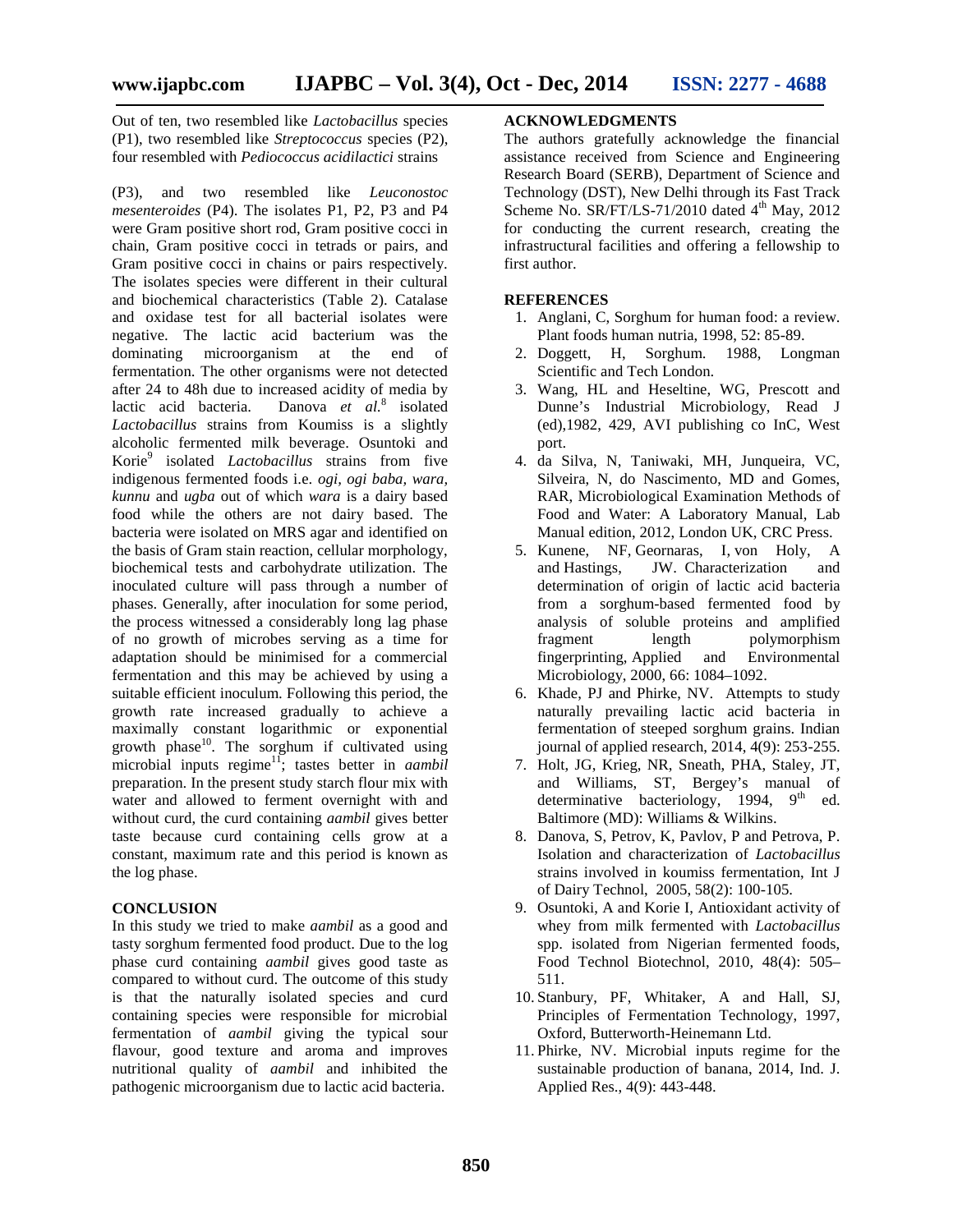Out of ten, two resembled like *Lactobacillus* species (P1), two resembled like *Streptococcus* species (P2), four resembled with *Pediococcus acidilactici* strains

(P3), and two resembled like *Leuconostoc mesenteroides* (P4). The isolates P1, P2, P3 and P4 were Gram positive short rod, Gram positive cocci in chain, Gram positive cocci in tetrads or pairs, and Gram positive cocci in chains or pairs respectively. The isolates species were different in their cultural and biochemical characteristics (Table 2). Catalase and oxidase test for all bacterial isolates were negative. The lactic acid bacterium was the dominating microorganism at the end of fermentation. The other organisms were not detected after 24 to 48h due to increased acidity of media by lactic acid bacteria. Danova *et al.*[8] isolated *Lactobacillus* strains from Koumiss is a slightly alcoholic fermented milk beverage. Osuntoki and Korie[9] isolated *Lactobacillus* strains from five indigenous fermented foods i.e. *ogi*, *ogi baba*, *wara*, *kunnu* and *ugba* out of which *wara* is a dairy based food while the others are not dairy based. The bacteria were isolated on MRS agar and identified on the basis of Gram stain reaction, cellular morphology, biochemical tests and carbohydrate utilization. The inoculated culture will pass through a number of phases. Generally, after inoculation for some period, the process witnessed a considerably long lag phase of no growth of microbes serving as a time for adaptation should be minimised for a commercial fermentation and this may be achieved by using a suitable efficient inoculum. Following this period, the growth rate increased gradually to achieve a maximally constant logarithmic or exponential growth phase[10]. The sorghum if cultivated using microbial inputs regime[11]; tastes better in *aambil* preparation. In the present study starch flour mix with water and allowed to ferment overnight with and without curd, the curd containing *aambil* gives better taste because curd containing cells grow at a constant, maximum rate and this period is known as the log phase.

## CONCLUSION

In this study we tried to make *aambil* as a good and tasty sorghum fermented food product. Due to the log phase curd containing *aambil* gives good taste as compared to without curd. The outcome of this study is that the naturally isolated species and curd containing species were responsible for microbial fermentation of *aambil* giving the typical sour flavour, good texture and aroma and improves nutritional quality of *aambil* and inhibited the pathogenic microorganism due to lactic acid bacteria.

## ACKNOWLEDGMENTS

The authors gratefully acknowledge the financial assistance received from Science and Engineering Research Board (SERB), Department of Science and Technology (DST), New Delhi through its Fast Track Scheme No. SR/FT/LS-71/2010 dated 4th May, 2012 for conducting the current research, creating the infrastructural facilities and offering a fellowship to first author.

## REFERENCES

1. Anglani, C, Sorghum for human food: a review. Plant foods human nutria, 1998, 52: 85-89.
2. Doggett, H, Sorghum. 1988, Longman Scientific and Tech London.
3. Wang, HL and Heseltine, WG, Prescott and Dunne's Industrial Microbiology, Read J (ed),1982, 429, AVI publishing co InC, West port.
4. da Silva, N, Taniwaki, MH, Junqueira, VC, Silveira, N, do Nascimento, MD and Gomes, RAR, Microbiological Examination Methods of Food and Water: A Laboratory Manual, Lab Manual edition, 2012, London UK, CRC Press.
5. Kunene, NF, Geornaras, I, von Holy, A and Hastings, JW. Characterization and determination of origin of lactic acid bacteria from a sorghum-based fermented food by analysis of soluble proteins and amplified fragment length polymorphism fingerprinting, Applied and Environmental Microbiology, 2000, 66: 1084–1092.
6. Khade, PJ and Phirke, NV. Attempts to study naturally prevailing lactic acid bacteria in fermentation of steeped sorghum grains. Indian journal of applied research, 2014, 4(9): 253-255.
7. Holt, JG, Krieg, NR, Sneath, PHA, Staley, JT, and Williams, ST, Bergey's manual of determinative bacteriology, 1994, 9th ed. Baltimore (MD): Williams & Wilkins.
8. Danova, S, Petrov, K, Pavlov, P and Petrova, P. Isolation and characterization of *Lactobacillus* strains involved in koumiss fermentation, Int J of Dairy Technol, 2005, 58(2): 100-105.
9. Osuntoki, A and Korie I, Antioxidant activity of whey from milk fermented with *Lactobacillus* spp. isolated from Nigerian fermented foods, Food Technol Biotechnol, 2010, 48(4): 505–511.
10. Stanbury, PF, Whitaker, A and Hall, SJ, Principles of Fermentation Technology, 1997, Oxford, Butterworth-Heinemann Ltd.
11. Phirke, NV. Microbial inputs regime for the sustainable production of banana, 2014, Ind. J. Applied Res., 4(9): 443-448.